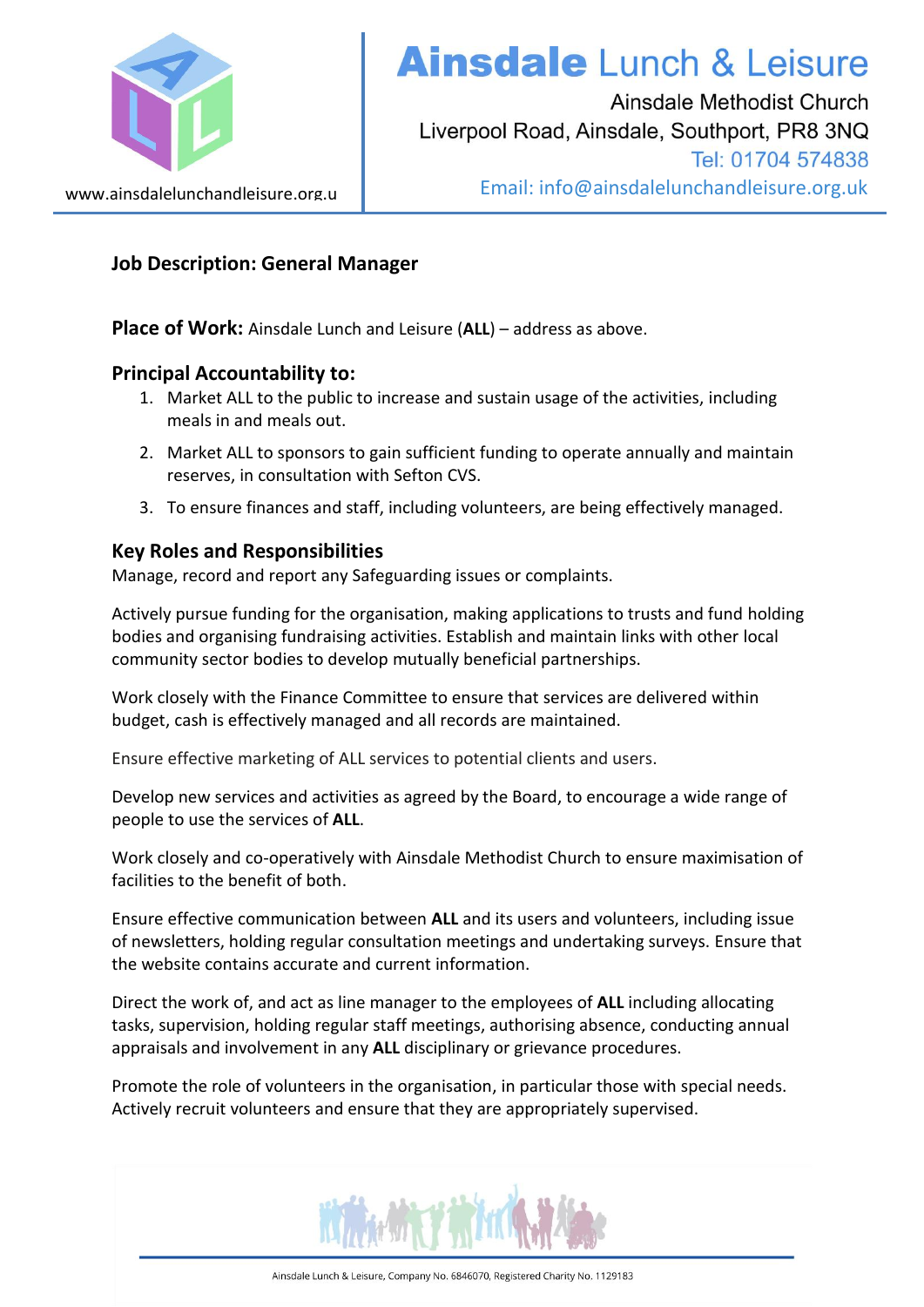# Ainsdale Lunch & Leisure

Ainsdale Methodist Church
Liverpool Road, Ainsdale, Southport, PR8 3NQ
Tel: 01704 574838
Email: info@ainsdalelunchandleisure.org.uk

www.ainsdalelunchandleisure.org.u

## Job Description: General Manager

**Place of Work:** Ainsdale Lunch and Leisure (**ALL**) – address as above.

### Principal Accountability to:

1. Market ALL to the public to increase and sustain usage of the activities, including meals in and meals out.
2. Market ALL to sponsors to gain sufficient funding to operate annually and maintain reserves, in consultation with Sefton CVS.
3. To ensure finances and staff, including volunteers, are being effectively managed.

### Key Roles and Responsibilities

Manage, record and report any Safeguarding issues or complaints.

Actively pursue funding for the organisation, making applications to trusts and fund holding bodies and organising fundraising activities. Establish and maintain links with other local community sector bodies to develop mutually beneficial partnerships.

Work closely with the Finance Committee to ensure that services are delivered within budget, cash is effectively managed and all records are maintained.

Ensure effective marketing of ALL services to potential clients and users.

Develop new services and activities as agreed by the Board, to encourage a wide range of people to use the services of **ALL**.

Work closely and co-operatively with Ainsdale Methodist Church to ensure maximisation of facilities to the benefit of both.

Ensure effective communication between **ALL** and its users and volunteers, including issue of newsletters, holding regular consultation meetings and undertaking surveys. Ensure that the website contains accurate and current information.

Direct the work of, and act as line manager to the employees of **ALL** including allocating tasks, supervision, holding regular staff meetings, authorising absence, conducting annual appraisals and involvement in any **ALL** disciplinary or grievance procedures.

Promote the role of volunteers in the organisation, in particular those with special needs. Actively recruit volunteers and ensure that they are appropriately supervised.

Ainsdale Lunch & Leisure, Company No. 6846070, Registered Charity No. 1129183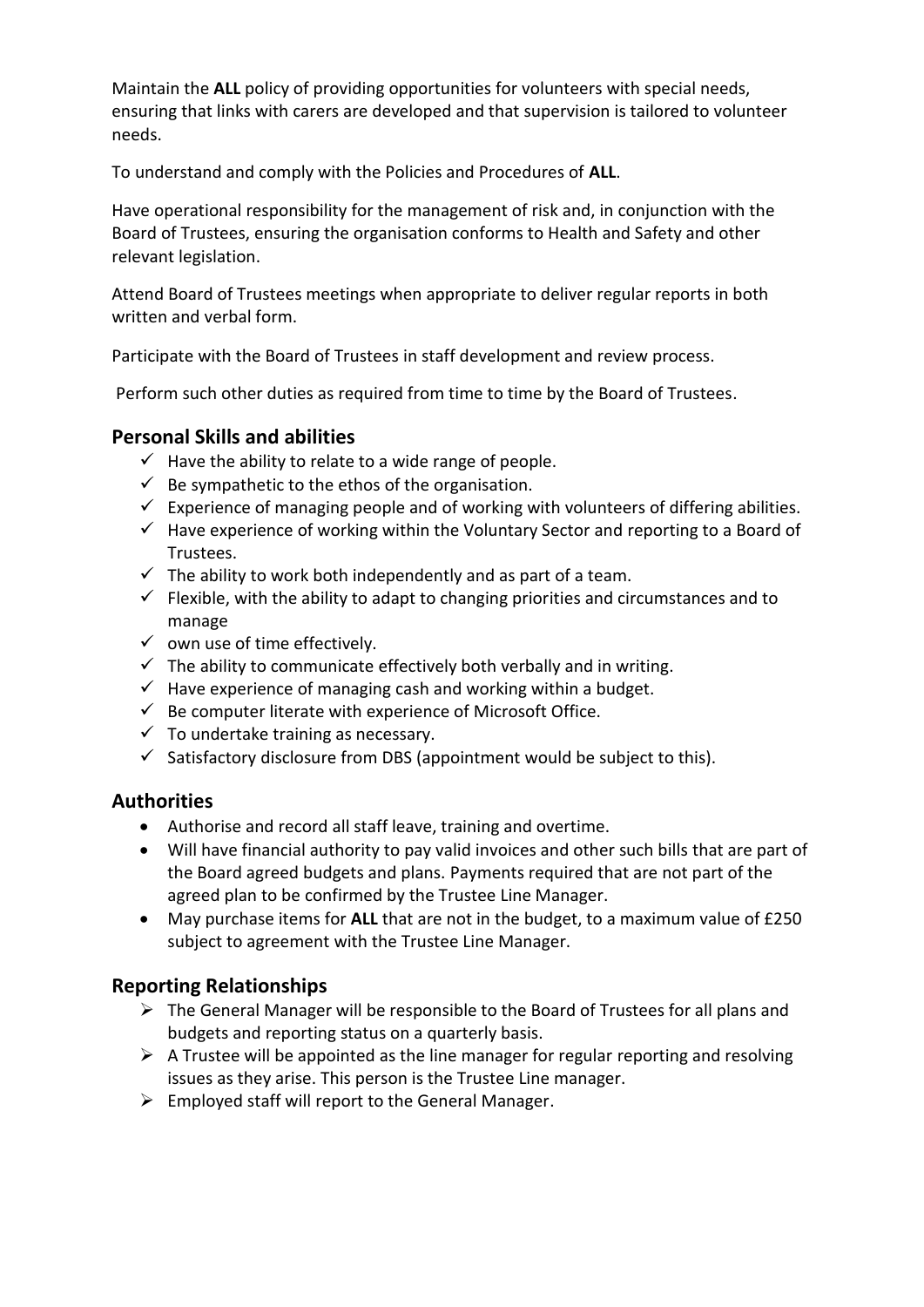Maintain the **ALL** policy of providing opportunities for volunteers with special needs, ensuring that links with carers are developed and that supervision is tailored to volunteer needs.

To understand and comply with the Policies and Procedures of **ALL**.

Have operational responsibility for the management of risk and, in conjunction with the Board of Trustees, ensuring the organisation conforms to Health and Safety and other relevant legislation.

Attend Board of Trustees meetings when appropriate to deliver regular reports in both written and verbal form.

Participate with the Board of Trustees in staff development and review process.

Perform such other duties as required from time to time by the Board of Trustees.

## Personal Skills and abilities

- ✓ Have the ability to relate to a wide range of people.
- ✓ Be sympathetic to the ethos of the organisation.
- ✓ Experience of managing people and of working with volunteers of differing abilities.
- ✓ Have experience of working within the Voluntary Sector and reporting to a Board of Trustees.
- ✓ The ability to work both independently and as part of a team.
- ✓ Flexible, with the ability to adapt to changing priorities and circumstances and to manage
- ✓ own use of time effectively.
- ✓ The ability to communicate effectively both verbally and in writing.
- ✓ Have experience of managing cash and working within a budget.
- ✓ Be computer literate with experience of Microsoft Office.
- ✓ To undertake training as necessary.
- ✓ Satisfactory disclosure from DBS (appointment would be subject to this).

## Authorities

- Authorise and record all staff leave, training and overtime.
- Will have financial authority to pay valid invoices and other such bills that are part of the Board agreed budgets and plans. Payments required that are not part of the agreed plan to be confirmed by the Trustee Line Manager.
- May purchase items for **ALL** that are not in the budget, to a maximum value of £250 subject to agreement with the Trustee Line Manager.

## Reporting Relationships

- ➢ The General Manager will be responsible to the Board of Trustees for all plans and budgets and reporting status on a quarterly basis.
- ➢ A Trustee will be appointed as the line manager for regular reporting and resolving issues as they arise. This person is the Trustee Line manager.
- ➢ Employed staff will report to the General Manager.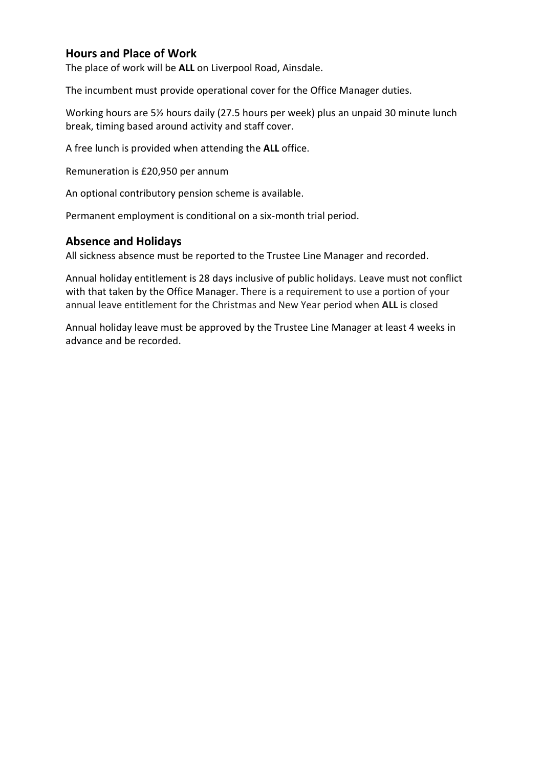## Hours and Place of Work

The place of work will be **ALL** on Liverpool Road, Ainsdale.

The incumbent must provide operational cover for the Office Manager duties.

Working hours are 5½ hours daily (27.5 hours per week) plus an unpaid 30 minute lunch break, timing based around activity and staff cover.

A free lunch is provided when attending the **ALL** office.

Remuneration is £20,950 per annum

An optional contributory pension scheme is available.

Permanent employment is conditional on a six-month trial period.

## Absence and Holidays

All sickness absence must be reported to the Trustee Line Manager and recorded.

Annual holiday entitlement is 28 days inclusive of public holidays. Leave must not conflict with that taken by the Office Manager. There is a requirement to use a portion of your annual leave entitlement for the Christmas and New Year period when **ALL** is closed

Annual holiday leave must be approved by the Trustee Line Manager at least 4 weeks in advance and be recorded.